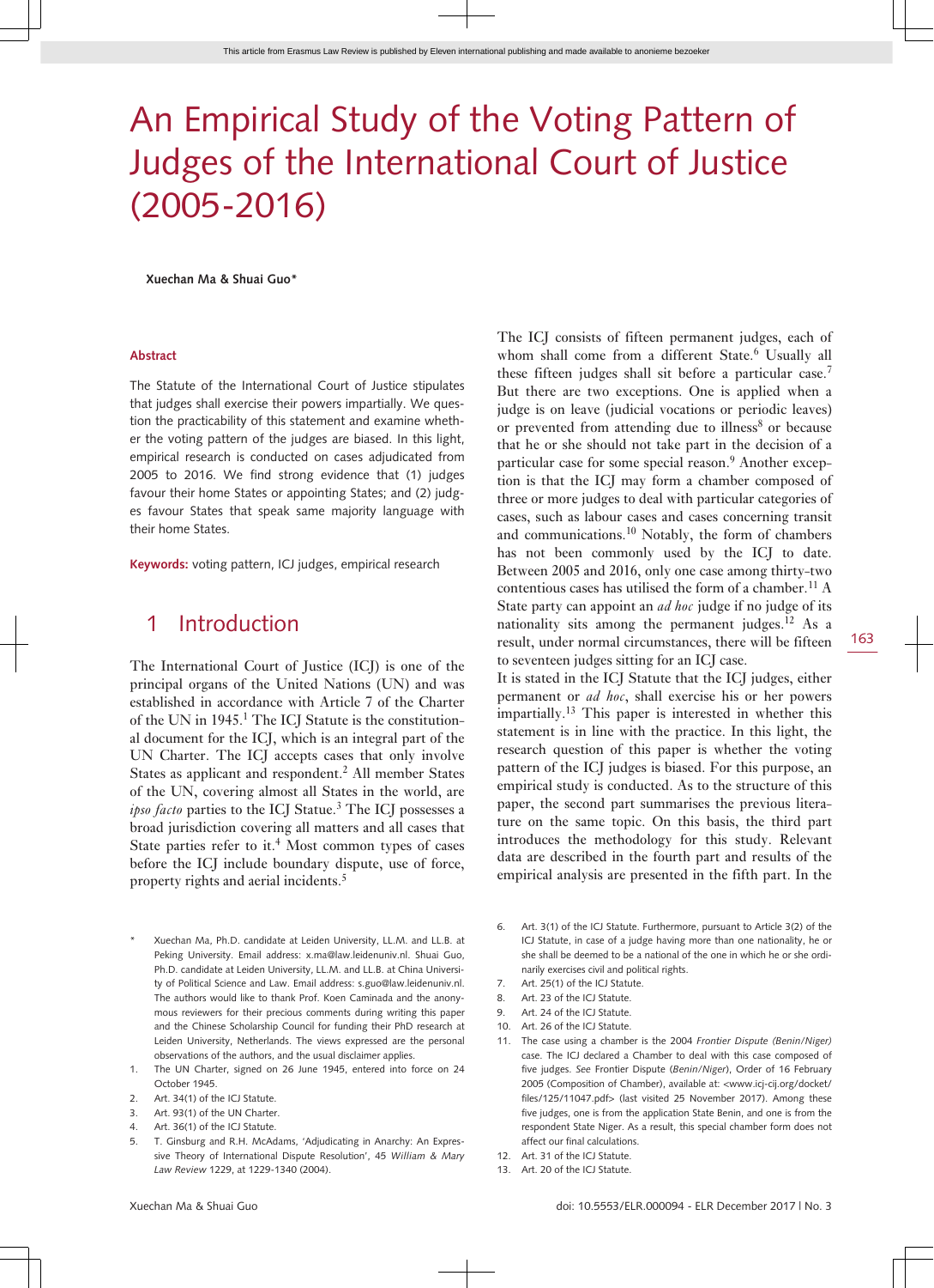# An Empirical Study of the Voting Pattern of Judges of the International Court of Justice (2005-2016)

**Xuechan Ma & Shuai Guo***

### Abstract

The Statute of the International Court of Justice stipulates that judges shall exercise their powers impartially. We question the practicability of this statement and examine whether the voting pattern of the judges are biased. In this light, empirical research is conducted on cases adjudicated from 2005 to 2016. We find strong evidence that (1) judges favour their home States or appointing States; and (2) judges favour States that speak same majority language with their home States.

**Keywords:** voting pattern, ICJ judges, empirical research

## 1 Introduction

The International Court of Justice (ICJ) is one of the principal organs of the United Nations (UN) and was established in accordance with Article 7 of the Charter of the UN in 1945.[1] The ICJ Statute is the constitutional document for the ICJ, which is an integral part of the UN Charter. The ICJ accepts cases that only involve States as applicant and respondent.[2] All member States of the UN, covering almost all States in the world, are *ipso facto* parties to the ICJ Statue.[3] The ICJ possesses a broad jurisdiction covering all matters and all cases that State parties refer to it.[4] Most common types of cases before the ICJ include boundary dispute, use of force, property rights and aerial incidents.[5]

The ICJ consists of fifteen permanent judges, each of whom shall come from a different State.[6] Usually all these fifteen judges shall sit before a particular case.[7] But there are two exceptions. One is applied when a judge is on leave (judicial vocations or periodic leaves) or prevented from attending due to illness[8] or because that he or she should not take part in the decision of a particular case for some special reason.[9] Another exception is that the ICJ may form a chamber composed of three or more judges to deal with particular categories of cases, such as labour cases and cases concerning transit and communications.[10] Notably, the form of chambers has not been commonly used by the ICJ to date. Between 2005 and 2016, only one case among thirty-two contentious cases has utilised the form of a chamber.[11] A State party can appoint an *ad hoc* judge if no judge of its nationality sits among the permanent judges.[12] As a result, under normal circumstances, there will be fifteen to seventeen judges sitting for an ICJ case.

It is stated in the ICJ Statute that the ICJ judges, either permanent or *ad hoc*, shall exercise his or her powers impartially.[13] This paper is interested in whether this statement is in line with the practice. In this light, the research question of this paper is whether the voting pattern of the ICJ judges is biased. For this purpose, an empirical study is conducted. As to the structure of this paper, the second part summarises the previous literature on the same topic. On this basis, the third part introduces the methodology for this study. Relevant data are described in the fourth part and results of the empirical analysis are presented in the fifth part. In the

---

\* Xuechan Ma, Ph.D. candidate at Leiden University, LL.M. and LL.B. at Peking University. Email address: x.ma@law.leidenuniv.nl. Shuai Guo, Ph.D. candidate at Leiden University, LL.M. and LL.B. at China University of Political Science and Law. Email address: s.guo@law.leidenuniv.nl. The authors would like to thank Prof. Koen Caminada and the anonymous reviewers for their precious comments during writing this paper and the Chinese Scholarship Council for funding their PhD research at Leiden University, Netherlands. The views expressed are the personal observations of the authors, and the usual disclaimer applies.

1. The UN Charter, signed on 26 June 1945, entered into force on 24 October 1945.
2. Art. 34(1) of the ICJ Statute.
3. Art. 93(1) of the UN Charter.
4. Art. 36(1) of the ICJ Statute.
5. T. Ginsburg and R.H. McAdams, 'Adjudicating in Anarchy: An Expressive Theory of International Dispute Resolution', 45 *William & Mary Law Review* 1229, at 1229-1340 (2004).
6. Art. 3(1) of the ICJ Statute. Furthermore, pursuant to Article 3(2) of the ICJ Statute, in case of a judge having more than one nationality, he or she shall be deemed to be a national of the one in which he or she ordinarily exercises civil and political rights.
7. Art. 25(1) of the ICJ Statute.
8. Art. 23 of the ICJ Statute.
9. Art. 24 of the ICJ Statute.
10. Art. 26 of the ICJ Statute.
11. The case using a chamber is the 2004 *Frontier Dispute (Benin/Niger)* case. The ICJ declared a Chamber to deal with this case composed of five judges. *See* Frontier Dispute (*Benin/Niger*), Order of 16 February 2005 (Composition of Chamber), available at: <www.icj-cij.org/docket/files/125/11047.pdf> (last visited 25 November 2017). Among these five judges, one is from the application State Benin, and one is from the respondent State Niger. As a result, this special chamber form does not affect our final calculations.
12. Art. 31 of the ICJ Statute.
13. Art. 20 of the ICJ Statute.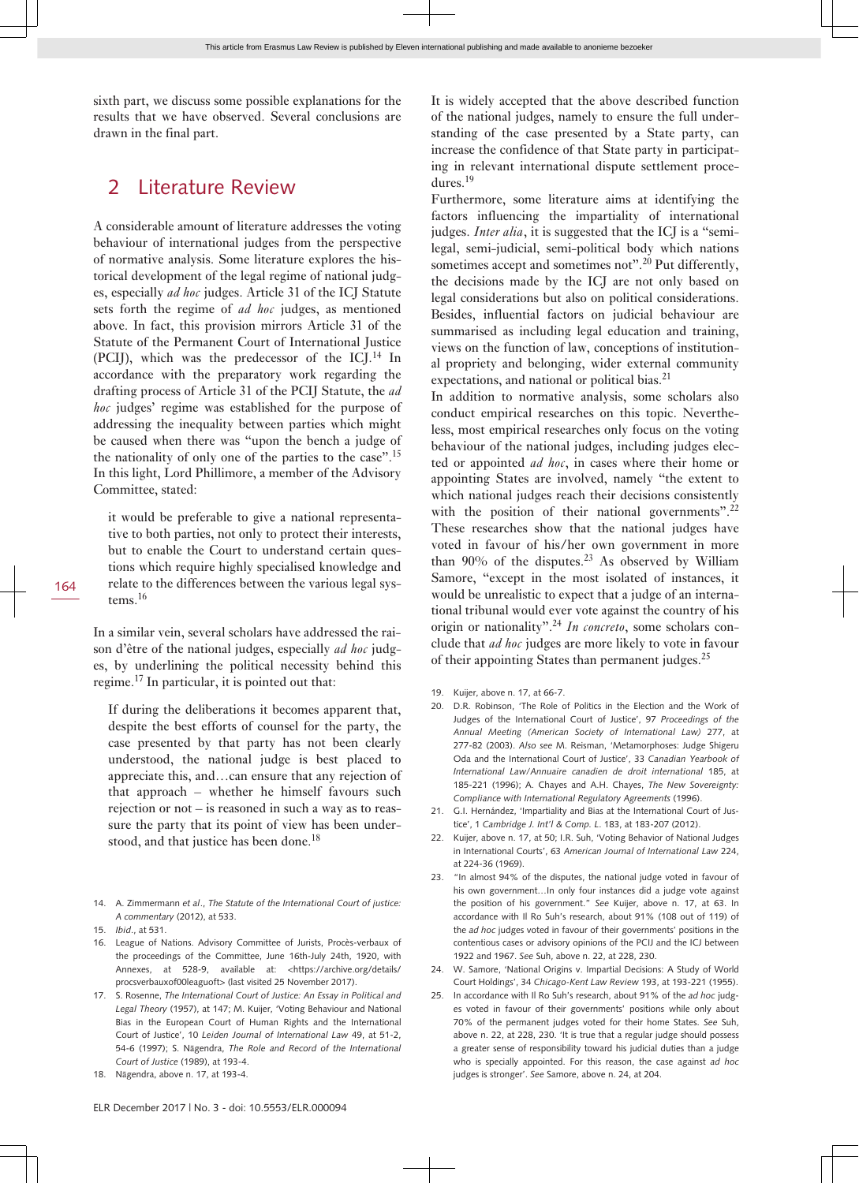sixth part, we discuss some possible explanations for the results that we have observed. Several conclusions are drawn in the final part.

## 2 Literature Review

A considerable amount of literature addresses the voting behaviour of international judges from the perspective of normative analysis. Some literature explores the historical development of the legal regime of national judges, especially *ad hoc* judges. Article 31 of the ICJ Statute sets forth the regime of *ad hoc* judges, as mentioned above. In fact, this provision mirrors Article 31 of the Statute of the Permanent Court of International Justice (PCIJ), which was the predecessor of the ICJ.[14] In accordance with the preparatory work regarding the drafting process of Article 31 of the PCIJ Statute, the *ad hoc* judges' regime was established for the purpose of addressing the inequality between parties which might be caused when there was "upon the bench a judge of the nationality of only one of the parties to the case".[15] In this light, Lord Phillimore, a member of the Advisory Committee, stated:

> it would be preferable to give a national representative to both parties, not only to protect their interests, but to enable the Court to understand certain questions which require highly specialised knowledge and relate to the differences between the various legal systems.[16]

In a similar vein, several scholars have addressed the raison d'être of the national judges, especially *ad hoc* judges, by underlining the political necessity behind this regime.[17] In particular, it is pointed out that:

> If during the deliberations it becomes apparent that, despite the best efforts of counsel for the party, the case presented by that party has not been clearly understood, the national judge is best placed to appreciate this, and…can ensure that any rejection of that approach – whether he himself favours such rejection or not – is reasoned in such a way as to reassure the party that its point of view has been understood, and that justice has been done.[18]

It is widely accepted that the above described function of the national judges, namely to ensure the full understanding of the case presented by a State party, can increase the confidence of that State party in participating in relevant international dispute settlement procedures.[19]

Furthermore, some literature aims at identifying the factors influencing the impartiality of international judges. *Inter alia*, it is suggested that the ICJ is a "semi-legal, semi-judicial, semi-political body which nations sometimes accept and sometimes not".[20] Put differently, the decisions made by the ICJ are not only based on legal considerations but also on political considerations. Besides, influential factors on judicial behaviour are summarised as including legal education and training, views on the function of law, conceptions of institutional propriety and belonging, wider external community expectations, and national or political bias.[21]

In addition to normative analysis, some scholars also conduct empirical researches on this topic. Nevertheless, most empirical researches only focus on the voting behaviour of the national judges, including judges elected or appointed *ad hoc*, in cases where their home or appointing States are involved, namely "the extent to which national judges reach their decisions consistently with the position of their national governments".[22] These researches show that the national judges have voted in favour of his/her own government in more than 90% of the disputes.[23] As observed by William Samore, "except in the most isolated of instances, it would be unrealistic to expect that a judge of an international tribunal would ever vote against the country of his origin or nationality".[24] *In concreto*, some scholars conclude that *ad hoc* judges are more likely to vote in favour of their appointing States than permanent judges.[25]

14. A. Zimmermann *et al*., *The Statute of the International Court of justice: A commentary* (2012), at 533.
15. *Ibid*., at 531.
16. League of Nations. Advisory Committee of Jurists, Procès-verbaux of the proceedings of the Committee, June 16th-July 24th, 1920, with Annexes, at 528-9, available at: <https://archive.org/details/procsverbauxof00leaguoft> (last visited 25 November 2017).
17. S. Rosenne, *The International Court of Justice: An Essay in Political and Legal Theory* (1957), at 147; M. Kuijer, 'Voting Behaviour and National Bias in the European Court of Human Rights and the International Court of Justice', 10 *Leiden Journal of International Law* 49, at 51-2, 54-6 (1997); S. Nāgendra, *The Role and Record of the International Court of Justice* (1989), at 193-4.
18. Nāgendra, above n. 17, at 193-4.
19. Kuijer, above n. 17, at 66-7.
20. D.R. Robinson, 'The Role of Politics in the Election and the Work of Judges of the International Court of Justice', 97 *Proceedings of the Annual Meeting (American Society of International Law)* 277, at 277-82 (2003). *Also see* M. Reisman, 'Metamorphoses: Judge Shigeru Oda and the International Court of Justice', 33 *Canadian Yearbook of International Law/Annuaire canadien de droit international* 185, at 185-221 (1996); A. Chayes and A.H. Chayes, *The New Sovereignty: Compliance with International Regulatory Agreements* (1996).
21. G.I. Hernández, 'Impartiality and Bias at the International Court of Justice', 1 *Cambridge J. Int'l & Comp. L.* 183, at 183-207 (2012).
22. Kuijer, above n. 17, at 50; I.R. Suh, 'Voting Behavior of National Judges in International Courts', 63 *American Journal of International Law* 224, at 224-36 (1969).
23. "In almost 94% of the disputes, the national judge voted in favour of his own government…In only four instances did a judge vote against the position of his government." *See* Kuijer, above n. 17, at 63. In accordance with Il Ro Suh's research, about 91% (108 out of 119) of the *ad hoc* judges voted in favour of their governments' positions in the contentious cases or advisory opinions of the PCIJ and the ICJ between 1922 and 1967. *See* Suh, above n. 22, at 228, 230.
24. W. Samore, 'National Origins v. Impartial Decisions: A Study of World Court Holdings', 34 *Chicago-Kent Law Review* 193, at 193-221 (1955).
25. In accordance with Il Ro Suh's research, about 91% of the *ad hoc* judges voted in favour of their governments' positions while only about 70% of the permanent judges voted for their home States. *See* Suh, above n. 22, at 228, 230. 'It is true that a regular judge should possess a greater sense of responsibility toward his judicial duties than a judge who is specially appointed. For this reason, the case against *ad hoc* judges is stronger'. *See* Samore, above n. 24, at 204.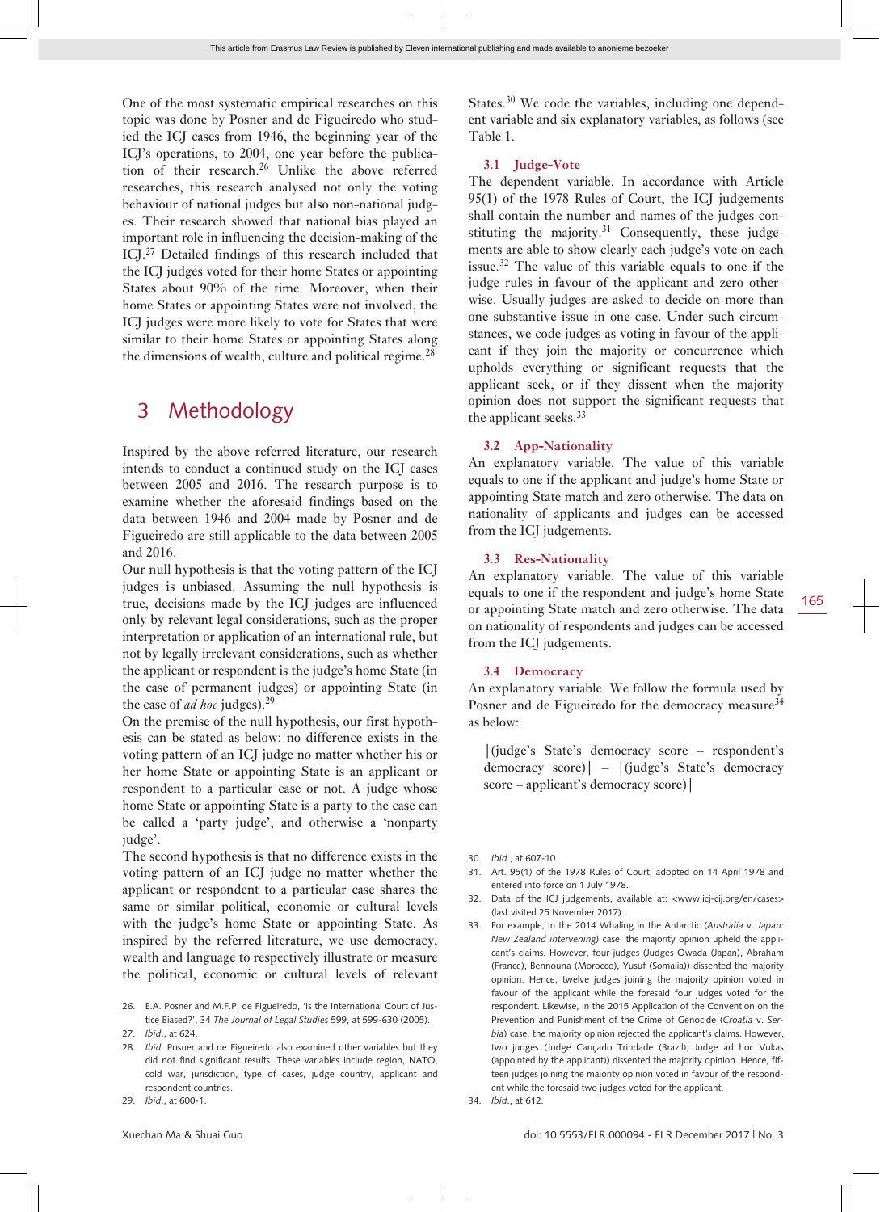One of the most systematic empirical researches on this topic was done by Posner and de Figueiredo who studied the ICJ cases from 1946, the beginning year of the ICJ's operations, to 2004, one year before the publication of their research.[26] Unlike the above referred researches, this research analysed not only the voting behaviour of national judges but also non-national judges. Their research showed that national bias played an important role in influencing the decision-making of the ICJ.[27] Detailed findings of this research included that the ICJ judges voted for their home States or appointing States about 90% of the time. Moreover, when their home States or appointing States were not involved, the ICJ judges were more likely to vote for States that were similar to their home States or appointing States along the dimensions of wealth, culture and political regime.[28]

## 3 Methodology

Inspired by the above referred literature, our research intends to conduct a continued study on the ICJ cases between 2005 and 2016. The research purpose is to examine whether the aforesaid findings based on the data between 1946 and 2004 made by Posner and de Figueiredo are still applicable to the data between 2005 and 2016.

Our null hypothesis is that the voting pattern of the ICJ judges is unbiased. Assuming the null hypothesis is true, decisions made by the ICJ judges are influenced only by relevant legal considerations, such as the proper interpretation or application of an international rule, but not by legally irrelevant considerations, such as whether the applicant or respondent is the judge's home State (in the case of permanent judges) or appointing State (in the case of *ad hoc* judges).[29]

On the premise of the null hypothesis, our first hypothesis can be stated as below: no difference exists in the voting pattern of an ICJ judge no matter whether his or her home State or appointing State is an applicant or respondent to a particular case or not. A judge whose home State or appointing State is a party to the case can be called a 'party judge', and otherwise a 'nonparty judge'.

The second hypothesis is that no difference exists in the voting pattern of an ICJ judge no matter whether the applicant or respondent to a particular case shares the same or similar political, economic or cultural levels with the judge's home State or appointing State. As inspired by the referred literature, we use democracy, wealth and language to respectively illustrate or measure the political, economic or cultural levels of relevant States.[30] We code the variables, including one dependent variable and six explanatory variables, as follows (see Table 1.

### 3.1 Judge-Vote

The dependent variable. In accordance with Article 95(1) of the 1978 Rules of Court, the ICJ judgements shall contain the number and names of the judges constituting the majority.[31] Consequently, these judgements are able to show clearly each judge's vote on each issue.[32] The value of this variable equals to one if the judge rules in favour of the applicant and zero otherwise. Usually judges are asked to decide on more than one substantive issue in one case. Under such circumstances, we code judges as voting in favour of the applicant if they join the majority or concurrence which upholds everything or significant requests that the applicant seek, or if they dissent when the majority opinion does not support the significant requests that the applicant seeks.[33]

### 3.2 App-Nationality

An explanatory variable. The value of this variable equals to one if the applicant and judge's home State or appointing State match and zero otherwise. The data on nationality of applicants and judges can be accessed from the ICJ judgements.

### 3.3 Res-Nationality

An explanatory variable. The value of this variable equals to one if the respondent and judge's home State or appointing State match and zero otherwise. The data on nationality of respondents and judges can be accessed from the ICJ judgements.

### 3.4 Democracy

An explanatory variable. We follow the formula used by Posner and de Figueiredo for the democracy measure[34] as below:

> |(judge's State's democracy score – respondent's democracy score)| – |(judge's State's democracy score – applicant's democracy score)|

---

26. E.A. Posner and M.F.P. de Figueiredo, 'Is the International Court of Justice Biased?', 34 *The Journal of Legal Studies* 599, at 599-630 (2005).
27. *Ibid.*, at 624.
28. *Ibid.* Posner and de Figueiredo also examined other variables but they did not find significant results. These variables include region, NATO, cold war, jurisdiction, type of cases, judge country, applicant and respondent countries.
29. *Ibid.*, at 600-1.
30. *Ibid.*, at 607-10.
31. Art. 95(1) of the 1978 Rules of Court, adopted on 14 April 1978 and entered into force on 1 July 1978.
32. Data of the ICJ judgements, available at: <www.icj-cij.org/en/cases> (last visited 25 November 2017).
33. For example, in the 2014 Whaling in the Antarctic (*Australia* v. *Japan: New Zealand intervening*) case, the majority opinion upheld the applicant's claims. However, four judges (Judges Owada (Japan), Abraham (France), Bennouna (Morocco), Yusuf (Somalia)) dissented the majority opinion. Hence, twelve judges joining the majority opinion voted in favour of the applicant while the foresaid four judges voted for the respondent. Likewise, in the 2015 Application of the Convention on the Prevention and Punishment of the Crime of Genocide (*Croatia* v. *Serbia*) case, the majority opinion rejected the applicant's claims. However, two judges (Judge Cançado Trindade (Brazil); Judge ad hoc Vukas (appointed by the applicant)) dissented the majority opinion. Hence, fifteen judges joining the majority opinion voted in favour of the respondent while the foresaid two judges voted for the applicant.
34. *Ibid.*, at 612.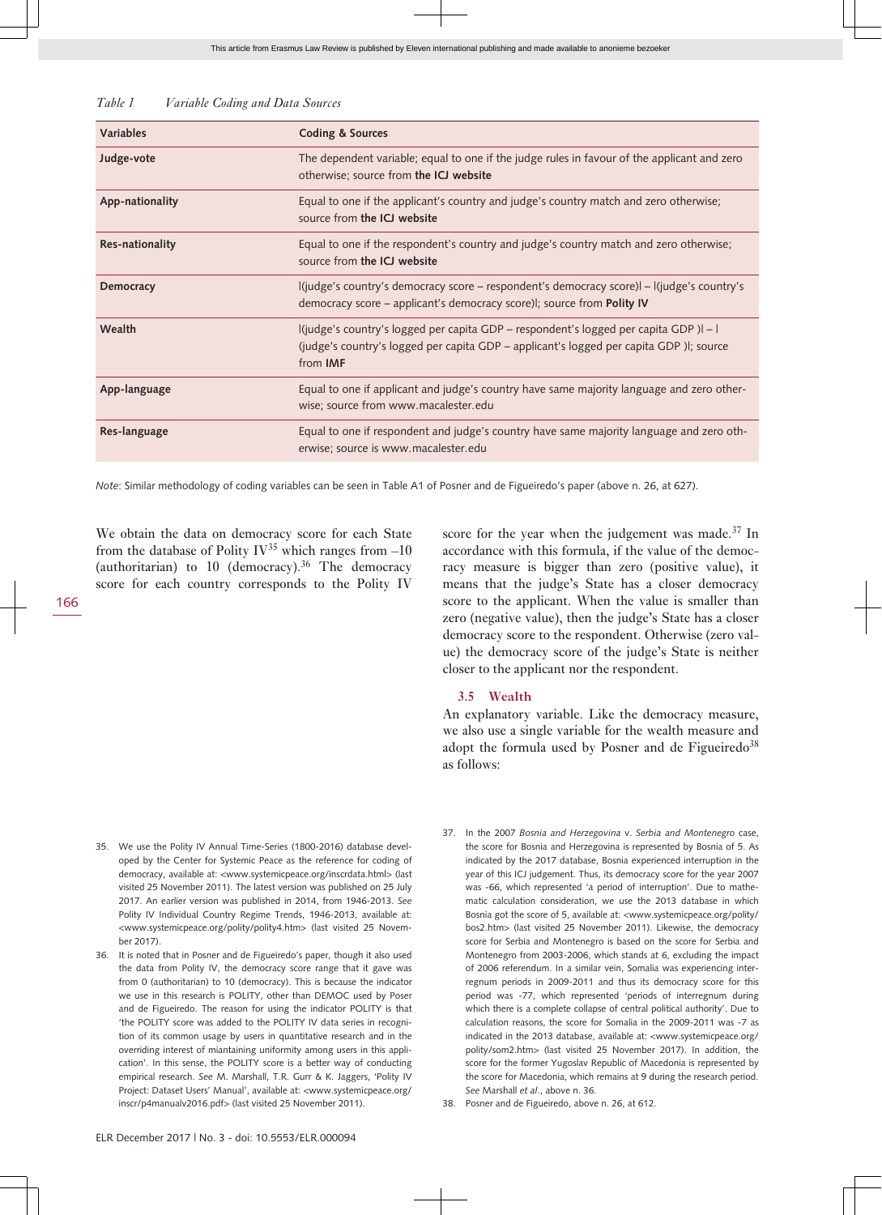*Table 1 Variable Coding and Data Sources*

| Variables | Coding & Sources |
|---|---|
| **Judge-vote** | The dependent variable; equal to one if the judge rules in favour of the applicant and zero otherwise; source from **the ICJ website** |
| **App-nationality** | Equal to one if the applicant's country and judge's country match and zero otherwise; source from **the ICJ website** |
| **Res-nationality** | Equal to one if the respondent's country and judge's country match and zero otherwise; source from **the ICJ website** |
| **Democracy** | \|(judge's country's democracy score – respondent's democracy score)\| – \|(judge's country's democracy score – applicant's democracy score)\|; source from **Polity IV** |
| **Wealth** | \|(judge's country's logged per capita GDP – respondent's logged per capita GDP )\| – \|(judge's country's logged per capita GDP – applicant's logged per capita GDP )\|; source from **IMF** |
| **App-language** | Equal to one if applicant and judge's country have same majority language and zero otherwise; source from www.macalester.edu |
| **Res-language** | Equal to one if respondent and judge's country have same majority language and zero otherwise; source is www.macalester.edu |

*Note*: Similar methodology of coding variables can be seen in Table A1 of Posner and de Figueiredo's paper (above n. 26, at 627).

We obtain the data on democracy score for each State from the database of Polity IV[35] which ranges from –10 (authoritarian) to 10 (democracy).[36] The democracy score for each country corresponds to the Polity IV score for the year when the judgement was made.[37] In accordance with this formula, if the value of the democracy measure is bigger than zero (positive value), it means that the judge's State has a closer democracy score to the applicant. When the value is smaller than zero (negative value), then the judge's State has a closer democracy score to the respondent. Otherwise (zero value) the democracy score of the judge's State is neither closer to the applicant nor the respondent.

### 3.5 Wealth

An explanatory variable. Like the democracy measure, we also use a single variable for the wealth measure and adopt the formula used by Posner and de Figueiredo[38] as follows:

35. We use the Polity IV Annual Time-Series (1800-2016) database developed by the Center for Systemic Peace as the reference for coding of democracy, available at: <www.systemicpeace.org/inscrdata.html> (last visited 25 November 2011). The latest version was published on 25 July 2017. An earlier version was published in 2014, from 1946-2013. *See* Polity IV Individual Country Regime Trends, 1946-2013, available at: <www.systemicpeace.org/polity/polity4.htm> (last visited 25 November 2017).

36. It is noted that in Posner and de Figueiredo's paper, though it also used the data from Polity IV, the democracy score range that it gave was from 0 (authoritarian) to 10 (democracy). This is because the indicator we use in this research is POLITY, other than DEMOC used by Poser and de Figueiredo. The reason for using the indicator POLITY is that 'the POLITY score was added to the POLITY IV data series in recognition of its common usage by users in quantitative research and in the overriding interest of miantaining uniformity among users in this application'. In this sense, the POLITY score is a better way of conducting empirical research. *See* M. Marshall, T.R. Gurr & K. Jaggers, 'Polity IV Project: Dataset Users' Manual', available at: <www.systemicpeace.org/inscr/p4manualv2016.pdf> (last visited 25 November 2011).

37. In the 2007 *Bosnia and Herzegovina* v. *Serbia and Montenegro* case, the score for Bosnia and Herzegovina is represented by Bosnia of 5. As indicated by the 2017 database, Bosnia experienced interruption in the year of this ICJ judgement. Thus, its democracy score for the year 2007 was -66, which represented 'a period of interruption'. Due to mathematic calculation consideration, we use the 2013 database in which Bosnia got the score of 5, available at: <www.systemicpeace.org/polity/bos2.htm> (last visited 25 November 2011). Likewise, the democracy score for Serbia and Montenegro is based on the score for Serbia and Montenegro from 2003-2006, which stands at 6, excluding the impact of 2006 referendum. In a similar vein, Somalia was experiencing interregnum periods in 2009-2011 and thus its democracy score for this period was -77, which represented 'periods of interregnum during which there is a complete collapse of central political authority'. Due to calculation reasons, the score for Somalia in the 2009-2011 was -7 as indicated in the 2013 database, available at: <www.systemicpeace.org/polity/som2.htm> (last visited 25 November 2017). In addition, the score for the former Yugoslav Republic of Macedonia is represented by the score for Macedonia, which remains at 9 during the research period. *See* Marshall *et al*., above n. 36.

38. Posner and de Figueiredo, above n. 26, at 612.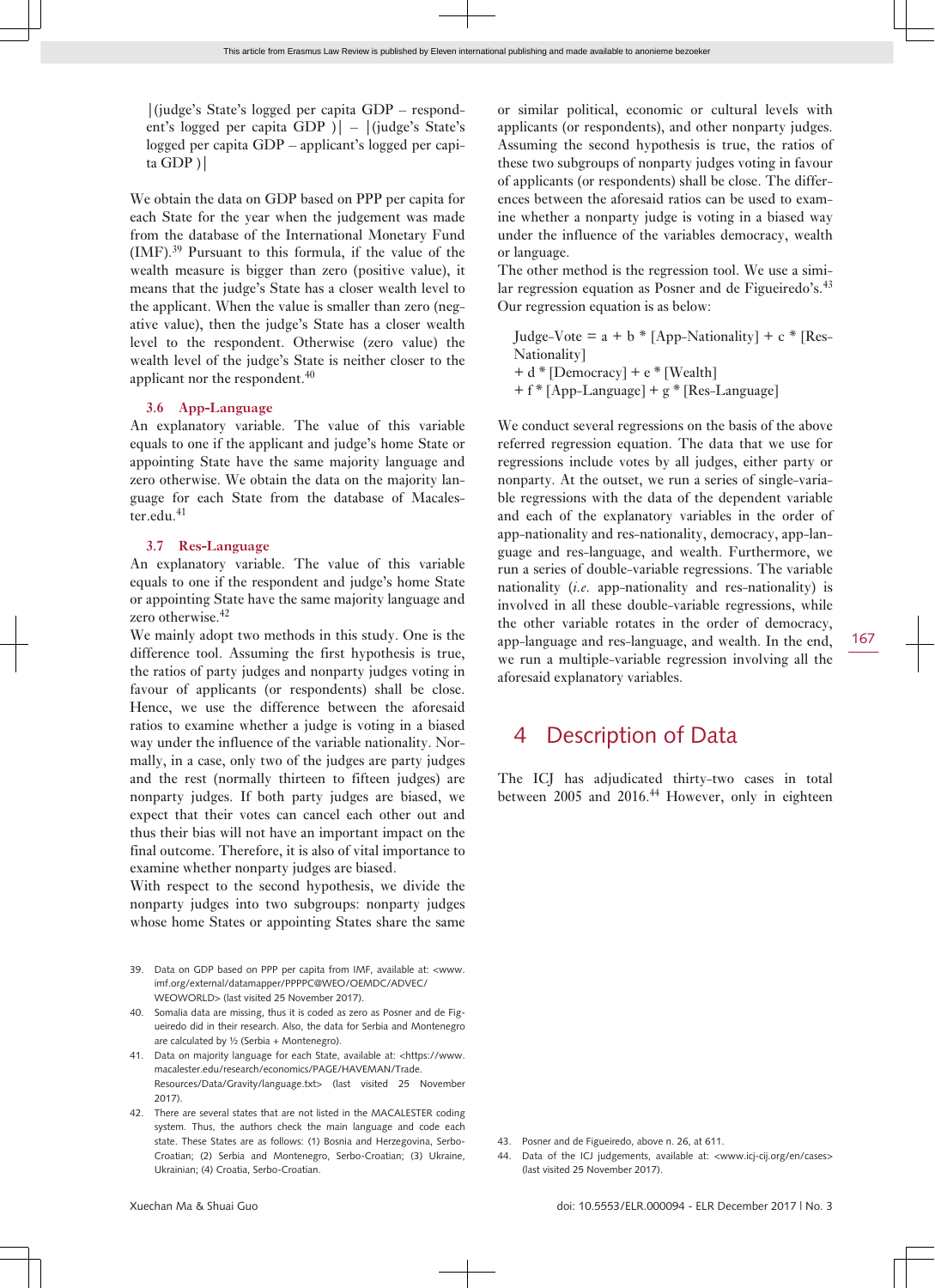|(judge's State's logged per capita GDP – respondent's logged per capita GDP )| – |(judge's State's logged per capita GDP – applicant's logged per capita GDP )|

We obtain the data on GDP based on PPP per capita for each State for the year when the judgement was made from the database of the International Monetary Fund (IMF).[39] Pursuant to this formula, if the value of the wealth measure is bigger than zero (positive value), it means that the judge's State has a closer wealth level to the applicant. When the value is smaller than zero (negative value), then the judge's State has a closer wealth level to the respondent. Otherwise (zero value) the wealth level of the judge's State is neither closer to the applicant nor the respondent.[40]

### 3.6 App-Language

An explanatory variable. The value of this variable equals to one if the applicant and judge's home State or appointing State have the same majority language and zero otherwise. We obtain the data on the majority language for each State from the database of Macalester.edu.[41]

### 3.7 Res-Language

An explanatory variable. The value of this variable equals to one if the respondent and judge's home State or appointing State have the same majority language and zero otherwise.[42]

We mainly adopt two methods in this study. One is the difference tool. Assuming the first hypothesis is true, the ratios of party judges and nonparty judges voting in favour of applicants (or respondents) shall be close. Hence, we use the difference between the aforesaid ratios to examine whether a judge is voting in a biased way under the influence of the variable nationality. Normally, in a case, only two of the judges are party judges and the rest (normally thirteen to fifteen judges) are nonparty judges. If both party judges are biased, we expect that their votes can cancel each other out and thus their bias will not have an important impact on the final outcome. Therefore, it is also of vital importance to examine whether nonparty judges are biased.

With respect to the second hypothesis, we divide the nonparty judges into two subgroups: nonparty judges whose home States or appointing States share the same or similar political, economic or cultural levels with applicants (or respondents), and other nonparty judges. Assuming the second hypothesis is true, the ratios of these two subgroups of nonparty judges voting in favour of applicants (or respondents) shall be close. The differences between the aforesaid ratios can be used to examine whether a nonparty judge is voting in a biased way under the influence of the variables democracy, wealth or language.

The other method is the regression tool. We use a similar regression equation as Posner and de Figueiredo's.[43] Our regression equation is as below:

Judge-Vote = a + b * [App-Nationality] + c * [Res-Nationality]
+ d * [Democracy] + e * [Wealth]
+ f * [App-Language] + g * [Res-Language]

We conduct several regressions on the basis of the above referred regression equation. The data that we use for regressions include votes by all judges, either party or nonparty. At the outset, we run a series of single-variable regressions with the data of the dependent variable and each of the explanatory variables in the order of app-nationality and res-nationality, democracy, app-language and res-language, and wealth. Furthermore, we run a series of double-variable regressions. The variable nationality (*i.e.* app-nationality and res-nationality) is involved in all these double-variable regressions, while the other variable rotates in the order of democracy, app-language and res-language, and wealth. In the end, we run a multiple-variable regression involving all the aforesaid explanatory variables.

## 4 Description of Data

The ICJ has adjudicated thirty-two cases in total between 2005 and 2016.[44] However, only in eighteen

---

39. Data on GDP based on PPP per capita from IMF, available at: <www.imf.org/external/datamapper/PPPPC@WEO/OEMDC/ADVEC/WEOWORLD> (last visited 25 November 2017).
40. Somalia data are missing, thus it is coded as zero as Posner and de Figueiredo did in their research. Also, the data for Serbia and Montenegro are calculated by ½ (Serbia + Montenegro).
41. Data on majority language for each State, available at: <https://www.macalester.edu/research/economics/PAGE/HAVEMAN/Trade.Resources/Data/Gravity/language.txt> (last visited 25 November 2017).
42. There are several states that are not listed in the MACALESTER coding system. Thus, the authors check the main language and code each state. These States are as follows: (1) Bosnia and Herzegovina, Serbo-Croatian; (2) Serbia and Montenegro, Serbo-Croatian; (3) Ukraine, Ukrainian; (4) Croatia, Serbo-Croatian.
43. Posner and de Figueiredo, above n. 26, at 611.
44. Data of the ICJ judgements, available at: <www.icj-cij.org/en/cases> (last visited 25 November 2017).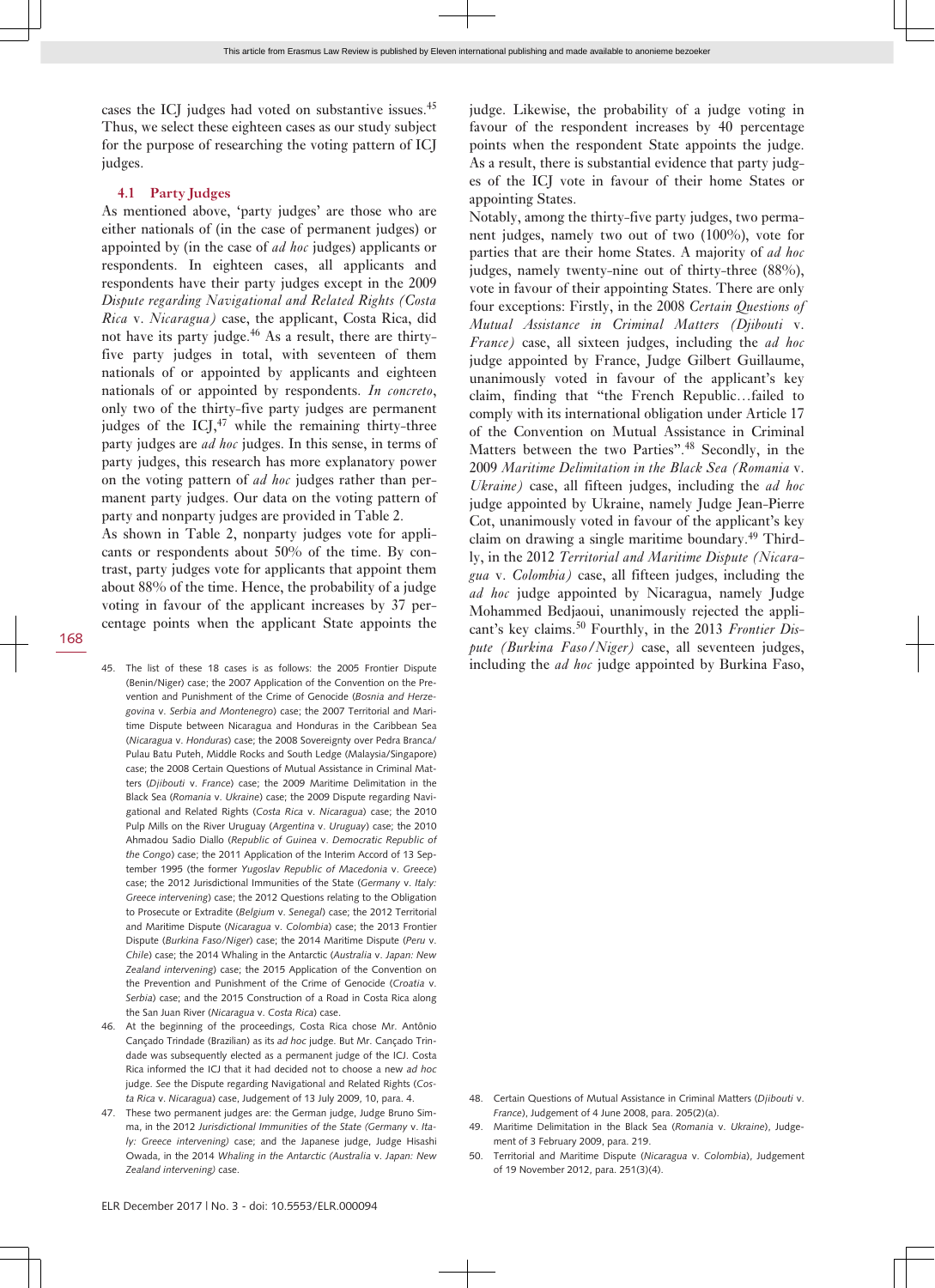cases the ICJ judges had voted on substantive issues.[45] Thus, we select these eighteen cases as our study subject for the purpose of researching the voting pattern of ICJ judges.

### 4.1 Party Judges

As mentioned above, 'party judges' are those who are either nationals of (in the case of permanent judges) or appointed by (in the case of *ad hoc* judges) applicants or respondents. In eighteen cases, all applicants and respondents have their party judges except in the 2009 *Dispute regarding Navigational and Related Rights (Costa Rica* v. *Nicaragua)* case, the applicant, Costa Rica, did not have its party judge.[46] As a result, there are thirty-five party judges in total, with seventeen of them nationals of or appointed by applicants and eighteen nationals of or appointed by respondents. *In concreto*, only two of the thirty-five party judges are permanent judges of the ICJ,[47] while the remaining thirty-three party judges are *ad hoc* judges. In this sense, in terms of party judges, this research has more explanatory power on the voting pattern of *ad hoc* judges rather than permanent party judges. Our data on the voting pattern of party and nonparty judges are provided in Table 2.

As shown in Table 2, nonparty judges vote for applicants or respondents about 50% of the time. By contrast, party judges vote for applicants that appoint them about 88% of the time. Hence, the probability of a judge voting in favour of the applicant increases by 37 percentage points when the applicant State appoints the judge. Likewise, the probability of a judge voting in favour of the respondent increases by 40 percentage points when the respondent State appoints the judge. As a result, there is substantial evidence that party judges of the ICJ vote in favour of their home States or appointing States.

Notably, among the thirty-five party judges, two permanent judges, namely two out of two (100%), vote for parties that are their home States. A majority of *ad hoc* judges, namely twenty-nine out of thirty-three (88%), vote in favour of their appointing States. There are only four exceptions: Firstly, in the 2008 *Certain Questions of Mutual Assistance in Criminal Matters (Djibouti* v. *France)* case, all sixteen judges, including the *ad hoc* judge appointed by France, Judge Gilbert Guillaume, unanimously voted in favour of the applicant's key claim, finding that "the French Republic…failed to comply with its international obligation under Article 17 of the Convention on Mutual Assistance in Criminal Matters between the two Parties".[48] Secondly, in the 2009 *Maritime Delimitation in the Black Sea (Romania* v. *Ukraine)* case, all fifteen judges, including the *ad hoc* judge appointed by Ukraine, namely Judge Jean-Pierre Cot, unanimously voted in favour of the applicant's key claim on drawing a single maritime boundary.[49] Thirdly, in the 2012 *Territorial and Maritime Dispute (Nicaragua* v. *Colombia)* case, all fifteen judges, including the *ad hoc* judge appointed by Nicaragua, namely Judge Mohammed Bedjaoui, unanimously rejected the applicant's key claims.[50] Fourthly, in the 2013 *Frontier Dispute (Burkina Faso/Niger)* case, all seventeen judges, including the *ad hoc* judge appointed by Burkina Faso,

---

45. The list of these 18 cases is as follows: the 2005 Frontier Dispute (Benin/Niger) case; the 2007 Application of the Convention on the Prevention and Punishment of the Crime of Genocide (*Bosnia and Herzegovina* v. *Serbia and Montenegro*) case; the 2007 Territorial and Maritime Dispute between Nicaragua and Honduras in the Caribbean Sea (*Nicaragua* v. *Honduras*) case; the 2008 Sovereignty over Pedra Branca/Pulau Batu Puteh, Middle Rocks and South Ledge (Malaysia/Singapore) case; the 2008 Certain Questions of Mutual Assistance in Criminal Matters (*Djibouti* v. *France*) case; the 2009 Maritime Delimitation in the Black Sea (*Romania* v. *Ukraine*) case; the 2009 Dispute regarding Navigational and Related Rights (*Costa Rica* v. *Nicaragua*) case; the 2010 Pulp Mills on the River Uruguay (*Argentina* v. *Uruguay*) case; the 2010 Ahmadou Sadio Diallo (*Republic of Guinea* v. *Democratic Republic of the Congo*) case; the 2011 Application of the Interim Accord of 13 September 1995 (the former *Yugoslav Republic of Macedonia* v. *Greece*) case; the 2012 Jurisdictional Immunities of the State (*Germany* v. *Italy: Greece intervening*) case; the 2012 Questions relating to the Obligation to Prosecute or Extradite (*Belgium* v. *Senegal*) case; the 2012 Territorial and Maritime Dispute (*Nicaragua* v. *Colombia*) case; the 2013 Frontier Dispute (*Burkina Faso/Niger*) case; the 2014 Maritime Dispute (*Peru* v. *Chile*) case; the 2014 Whaling in the Antarctic (*Australia* v. *Japan: New Zealand intervening*) case; the 2015 Application of the Convention on the Prevention and Punishment of the Crime of Genocide (*Croatia* v. *Serbia*) case; and the 2015 Construction of a Road in Costa Rica along the San Juan River (*Nicaragua* v. *Costa Rica*) case.
46. At the beginning of the proceedings, Costa Rica chose Mr. Antônio Cançado Trindade (Brazilian) as its *ad hoc* judge. But Mr. Cançado Trindade was subsequently elected as a permanent judge of the ICJ. Costa Rica informed the ICJ that it had decided not to choose a new *ad hoc* judge. *See* the Dispute regarding Navigational and Related Rights (*Costa Rica* v. *Nicaragua*) case, Judgement of 13 July 2009, 10, para. 4.
47. These two permanent judges are: the German judge, Judge Bruno Simma, in the 2012 *Jurisdictional Immunities of the State (Germany* v. *Italy: Greece intervening)* case; and the Japanese judge, Judge Hisashi Owada, in the 2014 *Whaling in the Antarctic (Australia* v. *Japan: New Zealand intervening)* case.
48. Certain Questions of Mutual Assistance in Criminal Matters (*Djibouti* v. *France*), Judgement of 4 June 2008, para. 205(2)(a).
49. Maritime Delimitation in the Black Sea (*Romania* v. *Ukraine*), Judgement of 3 February 2009, para. 219.
50. Territorial and Maritime Dispute (*Nicaragua* v. *Colombia*), Judgement of 19 November 2012, para. 251(3)(4).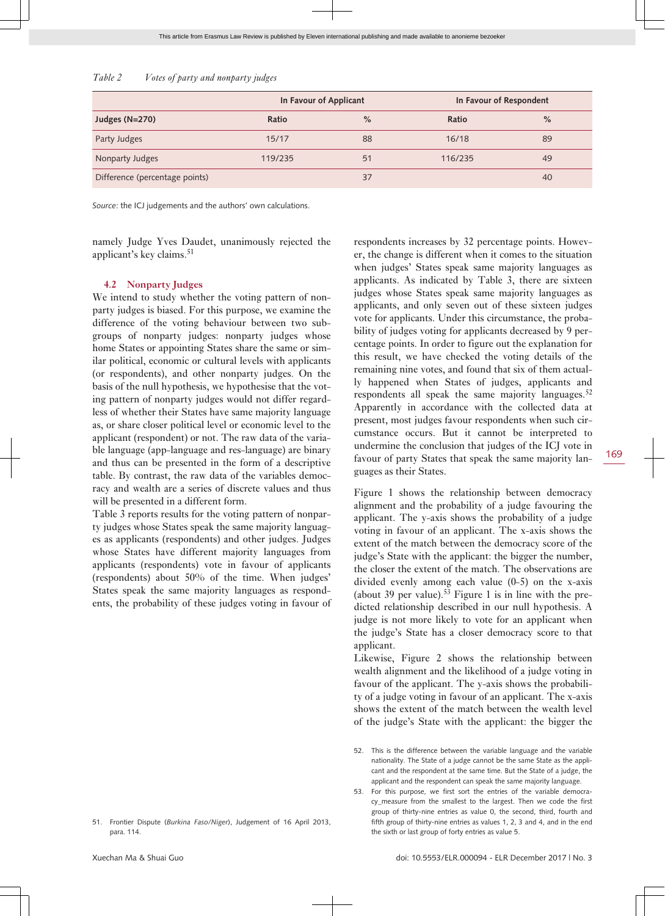*Table 2 Votes of party and nonparty judges*

| | In Favour of Applicant | | In Favour of Respondent | |
|---|---|---|---|---|
| **Judges (N=270)** | **Ratio** | **%** | **Ratio** | **%** |
| Party Judges | 15/17 | 88 | 16/18 | 89 |
| Nonparty Judges | 119/235 | 51 | 116/235 | 49 |
| Difference (percentage points) | | 37 | | 40 |

*Source*: the ICJ judgements and the authors' own calculations.

namely Judge Yves Daudet, unanimously rejected the applicant's key claims.[51]

### 4.2 Nonparty Judges

We intend to study whether the voting pattern of nonparty judges is biased. For this purpose, we examine the difference of the voting behaviour between two subgroups of nonparty judges: nonparty judges whose home States or appointing States share the same or similar political, economic or cultural levels with applicants (or respondents), and other nonparty judges. On the basis of the null hypothesis, we hypothesise that the voting pattern of nonparty judges would not differ regardless of whether their States have same majority language as, or share closer political level or economic level to the applicant (respondent) or not. The raw data of the variable language (app-language and res-language) are binary and thus can be presented in the form of a descriptive table. By contrast, the raw data of the variables democracy and wealth are a series of discrete values and thus will be presented in a different form.

Table 3 reports results for the voting pattern of nonparty judges whose States speak the same majority languages as applicants (respondents) and other judges. Judges whose States have different majority languages from applicants (respondents) vote in favour of applicants (respondents) about 50% of the time. When judges' States speak the same majority languages as respondents, the probability of these judges voting in favour of respondents increases by 32 percentage points. However, the change is different when it comes to the situation when judges' States speak same majority languages as applicants. As indicated by Table 3, there are sixteen judges whose States speak same majority languages as applicants, and only seven out of these sixteen judges vote for applicants. Under this circumstance, the probability of judges voting for applicants decreased by 9 percentage points. In order to figure out the explanation for this result, we have checked the voting details of the remaining nine votes, and found that six of them actually happened when States of judges, applicants and respondents all speak the same majority languages.[52] Apparently in accordance with the collected data at present, most judges favour respondents when such circumstance occurs. But it cannot be interpreted to undermine the conclusion that judges of the ICJ vote in favour of party States that speak the same majority languages as their States.

Figure 1 shows the relationship between democracy alignment and the probability of a judge favouring the applicant. The y-axis shows the probability of a judge voting in favour of an applicant. The x-axis shows the extent of the match between the democracy score of the judge's State with the applicant: the bigger the number, the closer the extent of the match. The observations are divided evenly among each value (0-5) on the x-axis (about 39 per value).[53] Figure 1 is in line with the predicted relationship described in our null hypothesis. A judge is not more likely to vote for an applicant when the judge's State has a closer democracy score to that applicant.

Likewise, Figure 2 shows the relationship between wealth alignment and the likelihood of a judge voting in favour of the applicant. The y-axis shows the probability of a judge voting in favour of an applicant. The x-axis shows the extent of the match between the wealth level of the judge's State with the applicant: the bigger the

51. Frontier Dispute (*Burkina Faso/Niger*), Judgement of 16 April 2013, para. 114.

52. This is the difference between the variable language and the variable nationality. The State of a judge cannot be the same State as the applicant and the respondent at the same time. But the State of a judge, the applicant and the respondent can speak the same majority language.

53. For this purpose, we first sort the entries of the variable democracy_measure from the smallest to the largest. Then we code the first group of thirty-nine entries as value 0, the second, third, fourth and fifth group of thirty-nine entries as values 1, 2, 3 and 4, and in the end the sixth or last group of forty entries as value 5.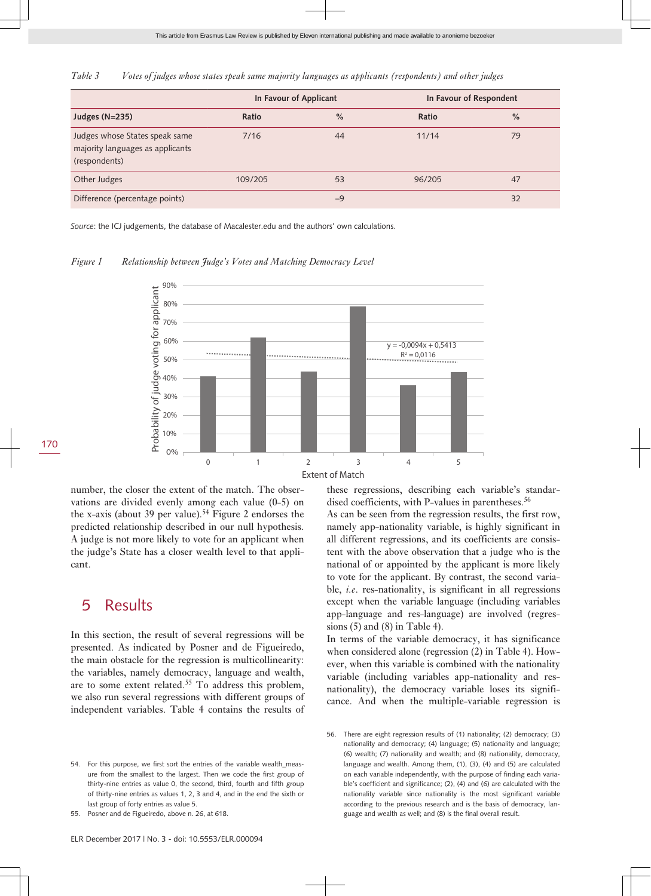*Table 3 Votes of judges whose states speak same majority languages as applicants (respondents) and other judges*

| | In Favour of Applicant | | In Favour of Respondent | |
|---|---|---|---|---|
| **Judges (N=235)** | Ratio | % | Ratio | % |
| Judges whose States speak same majority languages as applicants (respondents) | 7/16 | 44 | 11/14 | 79 |
| Other Judges | 109/205 | 53 | 96/205 | 47 |
| Difference (percentage points) | | –9 | | 32 |

*Source*: the ICJ judgements, the database of Macalester.edu and the authors' own calculations.

*Figure 1 Relationship between Judge's Votes and Matching Democracy Level*

number, the closer the extent of the match. The observations are divided evenly among each value (0-5) on the x-axis (about 39 per value).[54] Figure 2 endorses the predicted relationship described in our null hypothesis. A judge is not more likely to vote for an applicant when the judge's State has a closer wealth level to that applicant.

## 5 Results

In this section, the result of several regressions will be presented. As indicated by Posner and de Figueiredo, the main obstacle for the regression is multicollinearity: the variables, namely democracy, language and wealth, are to some extent related.[55] To address this problem, we also run several regressions with different groups of independent variables. Table 4 contains the results of these regressions, describing each variable's standardised coefficients, with P-values in parentheses.[56]

As can be seen from the regression results, the first row, namely app-nationality variable, is highly significant in all different regressions, and its coefficients are consistent with the above observation that a judge who is the national of or appointed by the applicant is more likely to vote for the applicant. By contrast, the second variable, *i.e*. res-nationality, is significant in all regressions except when the variable language (including variables app-language and res-language) are involved (regressions (5) and (8) in Table 4).

In terms of the variable democracy, it has significance when considered alone (regression (2) in Table 4). However, when this variable is combined with the nationality variable (including variables app-nationality and res-nationality), the democracy variable loses its significance. And when the multiple-variable regression is

54. For this purpose, we first sort the entries of the variable wealth_measure from the smallest to the largest. Then we code the first group of thirty-nine entries as value 0, the second, third, fourth and fifth group of thirty-nine entries as values 1, 2, 3 and 4, and in the end the sixth or last group of forty entries as value 5.

55. Posner and de Figueiredo, above n. 26, at 618.

56. There are eight regression results of (1) nationality; (2) democracy; (3) nationality and democracy; (4) language; (5) nationality and language; (6) wealth; (7) nationality and wealth; and (8) nationality, democracy, language and wealth. Among them, (1), (3), (4) and (5) are calculated on each variable independently, with the purpose of finding each variable's coefficient and significance; (2), (4) and (6) are calculated with the nationality variable since nationality is the most significant variable according to the previous research and is the basis of democracy, language and wealth as well; and (8) is the final overall result.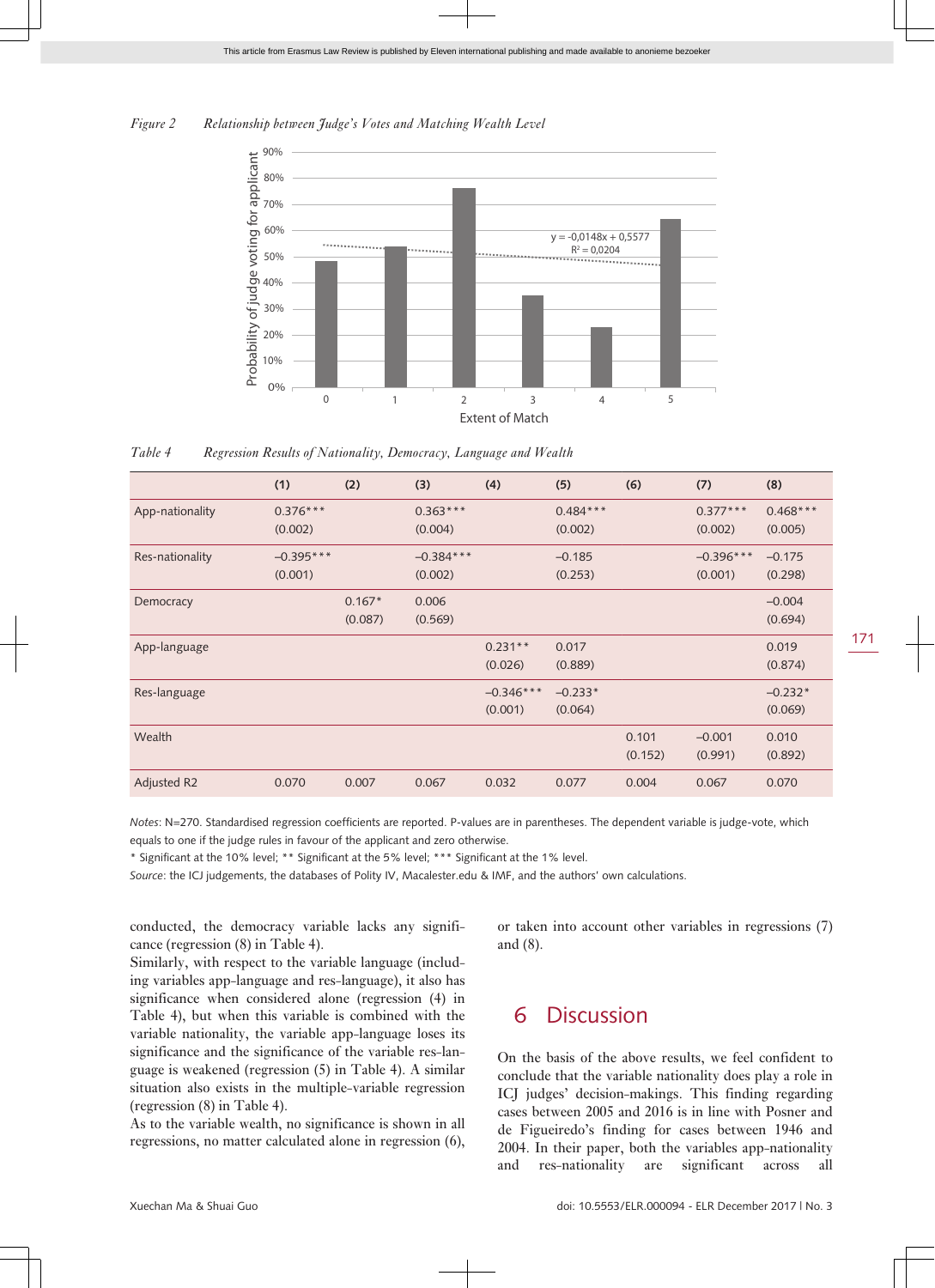*Figure 2 Relationship between Judge's Votes and Matching Wealth Level*

*Table 4 Regression Results of Nationality, Democracy, Language and Wealth*

| | (1) | (2) | (3) | (4) | (5) | (6) | (7) | (8) |
|---|---|---|---|---|---|---|---|---|
| App-nationality | 0.376*** (0.002) | | 0.363*** (0.004) | | 0.484*** (0.002) | | 0.377*** (0.002) | 0.468*** (0.005) |
| Res-nationality | –0.395*** (0.001) | | –0.384*** (0.002) | | –0.185 (0.253) | | –0.396*** (0.001) | –0.175 (0.298) |
| Democracy | | 0.167* (0.087) | 0.006 (0.569) | | | | | –0.004 (0.694) |
| App-language | | | | 0.231** (0.026) | 0.017 (0.889) | | | 0.019 (0.874) |
| Res-language | | | | –0.346*** (0.001) | –0.233* (0.064) | | | –0.232* (0.069) |
| Wealth | | | | | | 0.101 (0.152) | –0.001 (0.991) | 0.010 (0.892) |
| Adjusted R2 | 0.070 | 0.007 | 0.067 | 0.032 | 0.077 | 0.004 | 0.067 | 0.070 |

*Notes*: N=270. Standardised regression coefficients are reported. P-values are in parentheses. The dependent variable is judge-vote, which equals to one if the judge rules in favour of the applicant and zero otherwise.

* Significant at the 10% level; ** Significant at the 5% level; *** Significant at the 1% level.

*Source*: the ICJ judgements, the databases of Polity IV, Macalester.edu & IMF, and the authors' own calculations.

conducted, the democracy variable lacks any significance (regression (8) in Table 4).

Similarly, with respect to the variable language (including variables app-language and res-language), it also has significance when considered alone (regression (4) in Table 4), but when this variable is combined with the variable nationality, the variable app-language loses its significance and the significance of the variable res-language is weakened (regression (5) in Table 4). A similar situation also exists in the multiple-variable regression (regression (8) in Table 4).

As to the variable wealth, no significance is shown in all regressions, no matter calculated alone in regression (6), or taken into account other variables in regressions (7) and (8).

## 6 Discussion

On the basis of the above results, we feel confident to conclude that the variable nationality does play a role in ICJ judges' decision-makings. This finding regarding cases between 2005 and 2016 is in line with Posner and de Figueiredo's finding for cases between 1946 and 2004. In their paper, both the variables app-nationality and res-nationality are significant across all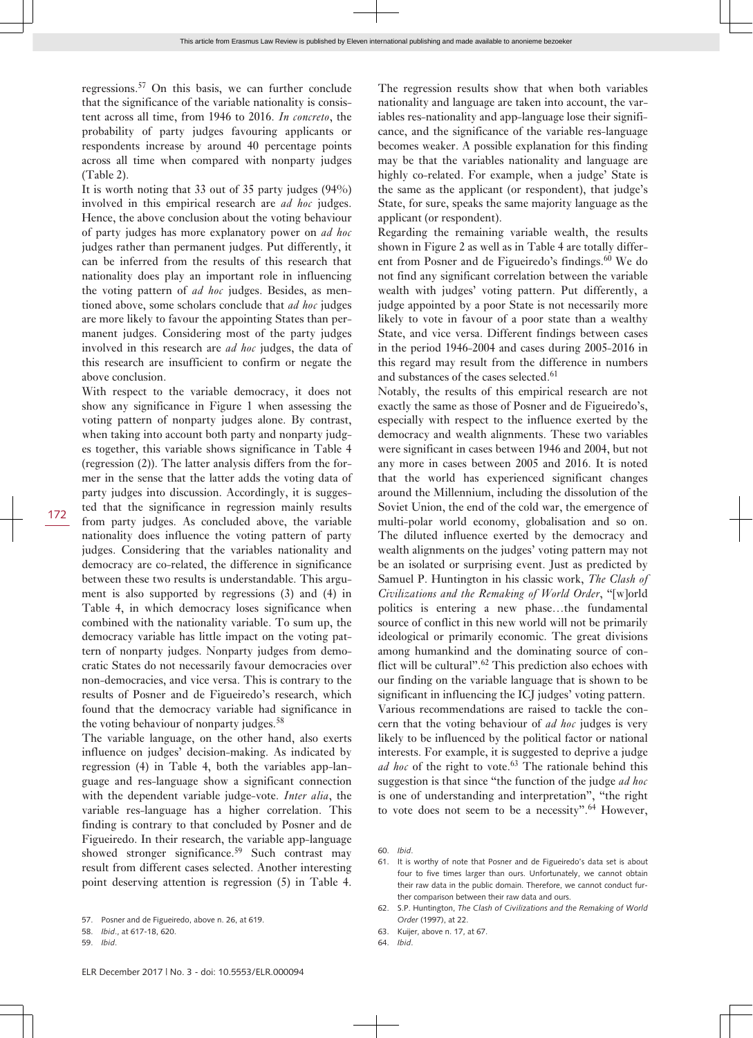regressions.[57] On this basis, we can further conclude that the significance of the variable nationality is consistent across all time, from 1946 to 2016. *In concreto*, the probability of party judges favouring applicants or respondents increase by around 40 percentage points across all time when compared with nonparty judges (Table 2).

It is worth noting that 33 out of 35 party judges (94%) involved in this empirical research are *ad hoc* judges. Hence, the above conclusion about the voting behaviour of party judges has more explanatory power on *ad hoc* judges rather than permanent judges. Put differently, it can be inferred from the results of this research that nationality does play an important role in influencing the voting pattern of *ad hoc* judges. Besides, as mentioned above, some scholars conclude that *ad hoc* judges are more likely to favour the appointing States than permanent judges. Considering most of the party judges involved in this research are *ad hoc* judges, the data of this research are insufficient to confirm or negate the above conclusion.

With respect to the variable democracy, it does not show any significance in Figure 1 when assessing the voting pattern of nonparty judges alone. By contrast, when taking into account both party and nonparty judges together, this variable shows significance in Table 4 (regression (2)). The latter analysis differs from the former in the sense that the latter adds the voting data of party judges into discussion. Accordingly, it is suggested that the significance in regression mainly results from party judges. As concluded above, the variable nationality does influence the voting pattern of party judges. Considering that the variables nationality and democracy are co-related, the difference in significance between these two results is understandable. This argument is also supported by regressions (3) and (4) in Table 4, in which democracy loses significance when combined with the nationality variable. To sum up, the democracy variable has little impact on the voting pattern of nonparty judges. Nonparty judges from democratic States do not necessarily favour democracies over non-democracies, and vice versa. This is contrary to the results of Posner and de Figueiredo's research, which found that the democracy variable had significance in the voting behaviour of nonparty judges.[58]

The variable language, on the other hand, also exerts influence on judges' decision-making. As indicated by regression (4) in Table 4, both the variables app-language and res-language show a significant connection with the dependent variable judge-vote. *Inter alia*, the variable res-language has a higher correlation. This finding is contrary to that concluded by Posner and de Figueiredo. In their research, the variable app-language showed stronger significance.[59] Such contrast may result from different cases selected. Another interesting point deserving attention is regression (5) in Table 4. The regression results show that when both variables nationality and language are taken into account, the variables res-nationality and app-language lose their significance, and the significance of the variable res-language becomes weaker. A possible explanation for this finding may be that the variables nationality and language are highly co-related. For example, when a judge' State is the same as the applicant (or respondent), that judge's State, for sure, speaks the same majority language as the applicant (or respondent).

Regarding the remaining variable wealth, the results shown in Figure 2 as well as in Table 4 are totally different from Posner and de Figueiredo's findings.[60] We do not find any significant correlation between the variable wealth with judges' voting pattern. Put differently, a judge appointed by a poor State is not necessarily more likely to vote in favour of a poor state than a wealthy State, and vice versa. Different findings between cases in the period 1946-2004 and cases during 2005-2016 in this regard may result from the difference in numbers and substances of the cases selected.[61]

Notably, the results of this empirical research are not exactly the same as those of Posner and de Figueiredo's, especially with respect to the influence exerted by the democracy and wealth alignments. These two variables were significant in cases between 1946 and 2004, but not any more in cases between 2005 and 2016. It is noted that the world has experienced significant changes around the Millennium, including the dissolution of the Soviet Union, the end of the cold war, the emergence of multi-polar world economy, globalisation and so on. The diluted influence exerted by the democracy and wealth alignments on the judges' voting pattern may not be an isolated or surprising event. Just as predicted by Samuel P. Huntington in his classic work, *The Clash of Civilizations and the Remaking of World Order*, "[w]orld politics is entering a new phase…the fundamental source of conflict in this new world will not be primarily ideological or primarily economic. The great divisions among humankind and the dominating source of conflict will be cultural".[62] This prediction also echoes with our finding on the variable language that is shown to be significant in influencing the ICJ judges' voting pattern.

Various recommendations are raised to tackle the concern that the voting behaviour of *ad hoc* judges is very likely to be influenced by the political factor or national interests. For example, it is suggested to deprive a judge *ad hoc* of the right to vote.[63] The rationale behind this suggestion is that since "the function of the judge *ad hoc* is one of understanding and interpretation", "the right to vote does not seem to be a necessity".[64] However,

---

57. Posner and de Figueiredo, above n. 26, at 619.
58. *Ibid.*, at 617-18, 620.
59. *Ibid.*
60. *Ibid.*
61. It is worthy of note that Posner and de Figueiredo's data set is about four to five times larger than ours. Unfortunately, we cannot obtain their raw data in the public domain. Therefore, we cannot conduct further comparison between their raw data and ours.
62. S.P. Huntington, *The Clash of Civilizations and the Remaking of World Order* (1997), at 22.
63. Kuijer, above n. 17, at 67.
64. *Ibid.*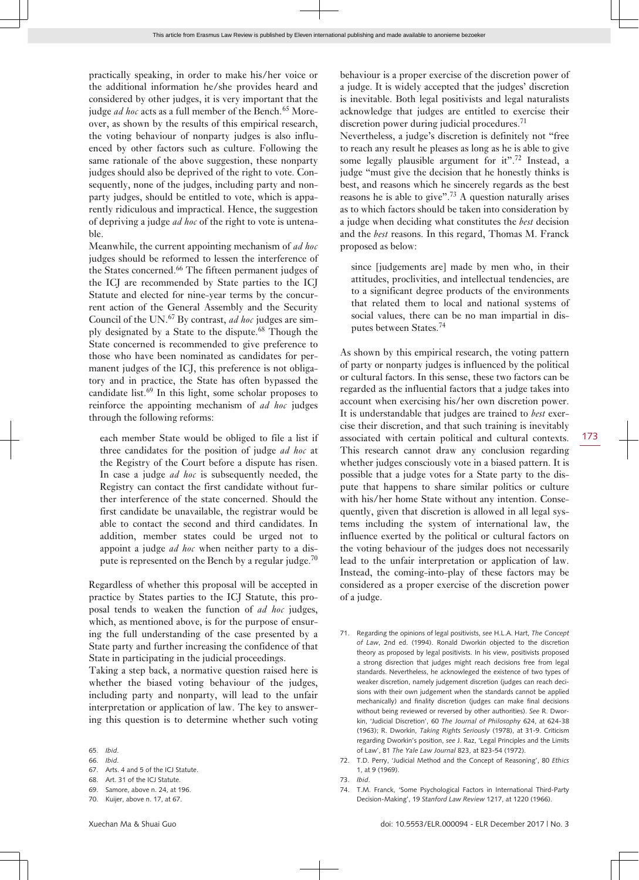practically speaking, in order to make his/her voice or the additional information he/she provides heard and considered by other judges, it is very important that the judge *ad hoc* acts as a full member of the Bench.[65] Moreover, as shown by the results of this empirical research, the voting behaviour of nonparty judges is also influenced by other factors such as culture. Following the same rationale of the above suggestion, these nonparty judges should also be deprived of the right to vote. Consequently, none of the judges, including party and nonparty judges, should be entitled to vote, which is apparently ridiculous and impractical. Hence, the suggestion of depriving a judge *ad hoc* of the right to vote is untenable.

Meanwhile, the current appointing mechanism of *ad hoc* judges should be reformed to lessen the interference of the States concerned.[66] The fifteen permanent judges of the ICJ are recommended by State parties to the ICJ Statute and elected for nine-year terms by the concurrent action of the General Assembly and the Security Council of the UN.[67] By contrast, *ad hoc* judges are simply designated by a State to the dispute.[68] Though the State concerned is recommended to give preference to those who have been nominated as candidates for permanent judges of the ICJ, this preference is not obligatory and in practice, the State has often bypassed the candidate list.[69] In this light, some scholar proposes to reinforce the appointing mechanism of *ad hoc* judges through the following reforms:

> each member State would be obliged to file a list if three candidates for the position of judge *ad hoc* at the Registry of the Court before a dispute has risen. In case a judge *ad hoc* is subsequently needed, the Registry can contact the first candidate without further interference of the state concerned. Should the first candidate be unavailable, the registrar would be able to contact the second and third candidates. In addition, member states could be urged not to appoint a judge *ad hoc* when neither party to a dispute is represented on the Bench by a regular judge.[70]

Regardless of whether this proposal will be accepted in practice by States parties to the ICJ Statute, this proposal tends to weaken the function of *ad hoc* judges, which, as mentioned above, is for the purpose of ensuring the full understanding of the case presented by a State party and further increasing the confidence of that State in participating in the judicial proceedings.

Taking a step back, a normative question raised here is whether the biased voting behaviour of the judges, including party and nonparty, will lead to the unfair interpretation or application of law. The key to answering this question is to determine whether such voting behaviour is a proper exercise of the discretion power of a judge. It is widely accepted that the judges' discretion is inevitable. Both legal positivists and legal naturalists acknowledge that judges are entitled to exercise their discretion power during judicial procedures.[71]

Nevertheless, a judge's discretion is definitely not "free to reach any result he pleases as long as he is able to give some legally plausible argument for it".[72] Instead, a judge "must give the decision that he honestly thinks is best, and reasons which he sincerely regards as the best reasons he is able to give".[73] A question naturally arises as to which factors should be taken into consideration by a judge when deciding what constitutes the *best* decision and the *best* reasons. In this regard, Thomas M. Franck proposed as below:

> since [judgements are] made by men who, in their attitudes, proclivities, and intellectual tendencies, are to a significant degree products of the environments that related them to local and national systems of social values, there can be no man impartial in disputes between States.[74]

As shown by this empirical research, the voting pattern of party or nonparty judges is influenced by the political or cultural factors. In this sense, these two factors can be regarded as the influential factors that a judge takes into account when exercising his/her own discretion power. It is understandable that judges are trained to *best* exercise their discretion, and that such training is inevitably associated with certain political and cultural contexts. This research cannot draw any conclusion regarding whether judges consciously vote in a biased pattern. It is possible that a judge votes for a State party to the dispute that happens to share similar politics or culture with his/her home State without any intention. Consequently, given that discretion is allowed in all legal systems including the system of international law, the influence exerted by the political or cultural factors on the voting behaviour of the judges does not necessarily lead to the unfair interpretation or application of law. Instead, the coming-into-play of these factors may be considered as a proper exercise of the discretion power of a judge.

---

65. *Ibid*.
66. *Ibid*.
67. Arts. 4 and 5 of the ICJ Statute.
68. Art. 31 of the ICJ Statute.
69. Samore, above n. 24, at 196.
70. Kuijer, above n. 17, at 67.
71. Regarding the opinions of legal positivists, *see* H.L.A. Hart, *The Concept of Law*, 2nd ed. (1994). Ronald Dworkin objected to the discretion theory as proposed by legal positivists. In his view, positivists proposed a strong direction that judges might reach decisions free from legal standards. Nevertheless, he acknowleged the existence of two types of weaker discretion, namely judgement discretion (judges can reach decisions with their own judgement when the standards cannot be applied mechanically) and finality discretion (judges can make final decisions without being reviewed or reversed by other authorities). *See* R. Dworkin, 'Judicial Discretion', 60 *The Journal of Philosophy* 624, at 624-38 (1963); R. Dworkin, *Taking Rights Seriously* (1978), at 31-9. Criticism regarding Dworkin's position, *see* J. Raz, 'Legal Principles and the Limits of Law', 81 *The Yale Law Journal* 823, at 823-54 (1972).
72. T.D. Perry, 'Judicial Method and the Concept of Reasoning', 80 *Ethics* 1, at 9 (1969).
73. *Ibid*.
74. T.M. Franck, 'Some Psychological Factors in International Third-Party Decision-Making', 19 *Stanford Law Review* 1217, at 1220 (1966).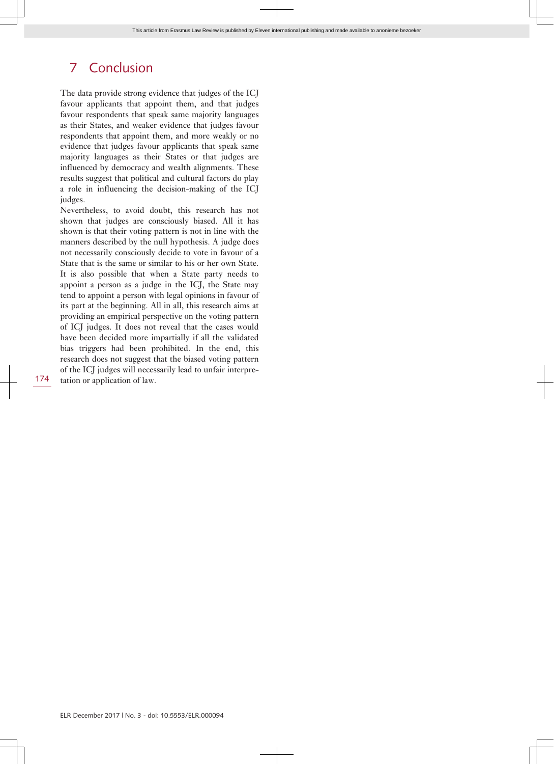## 7 Conclusion

The data provide strong evidence that judges of the ICJ favour applicants that appoint them, and that judges favour respondents that speak same majority languages as their States, and weaker evidence that judges favour respondents that appoint them, and more weakly or no evidence that judges favour applicants that speak same majority languages as their States or that judges are influenced by democracy and wealth alignments. These results suggest that political and cultural factors do play a role in influencing the decision-making of the ICJ judges.

Nevertheless, to avoid doubt, this research has not shown that judges are consciously biased. All it has shown is that their voting pattern is not in line with the manners described by the null hypothesis. A judge does not necessarily consciously decide to vote in favour of a State that is the same or similar to his or her own State. It is also possible that when a State party needs to appoint a person as a judge in the ICJ, the State may tend to appoint a person with legal opinions in favour of its part at the beginning. All in all, this research aims at providing an empirical perspective on the voting pattern of ICJ judges. It does not reveal that the cases would have been decided more impartially if all the validated bias triggers had been prohibited. In the end, this research does not suggest that the biased voting pattern of the ICJ judges will necessarily lead to unfair interpretation or application of law.